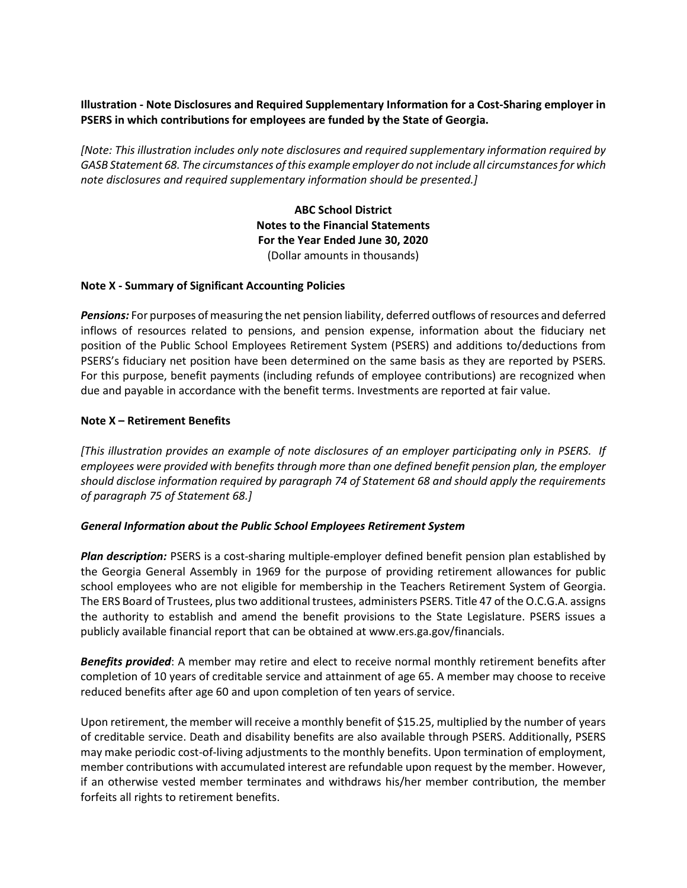**Illustration - Note Disclosures and Required Supplementary Information for a Cost-Sharing employer in PSERS in which contributions for employees are funded by the State of Georgia.**

*[Note: This illustration includes only note disclosures and required supplementary information required by GASB Statement 68. The circumstances of this example employer do not include all circumstances for which note disclosures and required supplementary information should be presented.]*

**ABC School District**
**Notes to the Financial Statements**
**For the Year Ended June 30, 2020**
(Dollar amounts in thousands)

**Note X - Summary of Significant Accounting Policies**

***Pensions:*** For purposes of measuring the net pension liability, deferred outflows of resources and deferred inflows of resources related to pensions, and pension expense, information about the fiduciary net position of the Public School Employees Retirement System (PSERS) and additions to/deductions from PSERS's fiduciary net position have been determined on the same basis as they are reported by PSERS. For this purpose, benefit payments (including refunds of employee contributions) are recognized when due and payable in accordance with the benefit terms. Investments are reported at fair value.

**Note X – Retirement Benefits**

*[This illustration provides an example of note disclosures of an employer participating only in PSERS. If employees were provided with benefits through more than one defined benefit pension plan, the employer should disclose information required by paragraph 74 of Statement 68 and should apply the requirements of paragraph 75 of Statement 68.]*

***General Information about the Public School Employees Retirement System***

***Plan description:*** PSERS is a cost-sharing multiple-employer defined benefit pension plan established by the Georgia General Assembly in 1969 for the purpose of providing retirement allowances for public school employees who are not eligible for membership in the Teachers Retirement System of Georgia. The ERS Board of Trustees, plus two additional trustees, administers PSERS. Title 47 of the O.C.G.A. assigns the authority to establish and amend the benefit provisions to the State Legislature. PSERS issues a publicly available financial report that can be obtained at www.ers.ga.gov/financials.

***Benefits provided***: A member may retire and elect to receive normal monthly retirement benefits after completion of 10 years of creditable service and attainment of age 65. A member may choose to receive reduced benefits after age 60 and upon completion of ten years of service.

Upon retirement, the member will receive a monthly benefit of $15.25, multiplied by the number of years of creditable service. Death and disability benefits are also available through PSERS. Additionally, PSERS may make periodic cost-of-living adjustments to the monthly benefits. Upon termination of employment, member contributions with accumulated interest are refundable upon request by the member. However, if an otherwise vested member terminates and withdraws his/her member contribution, the member forfeits all rights to retirement benefits.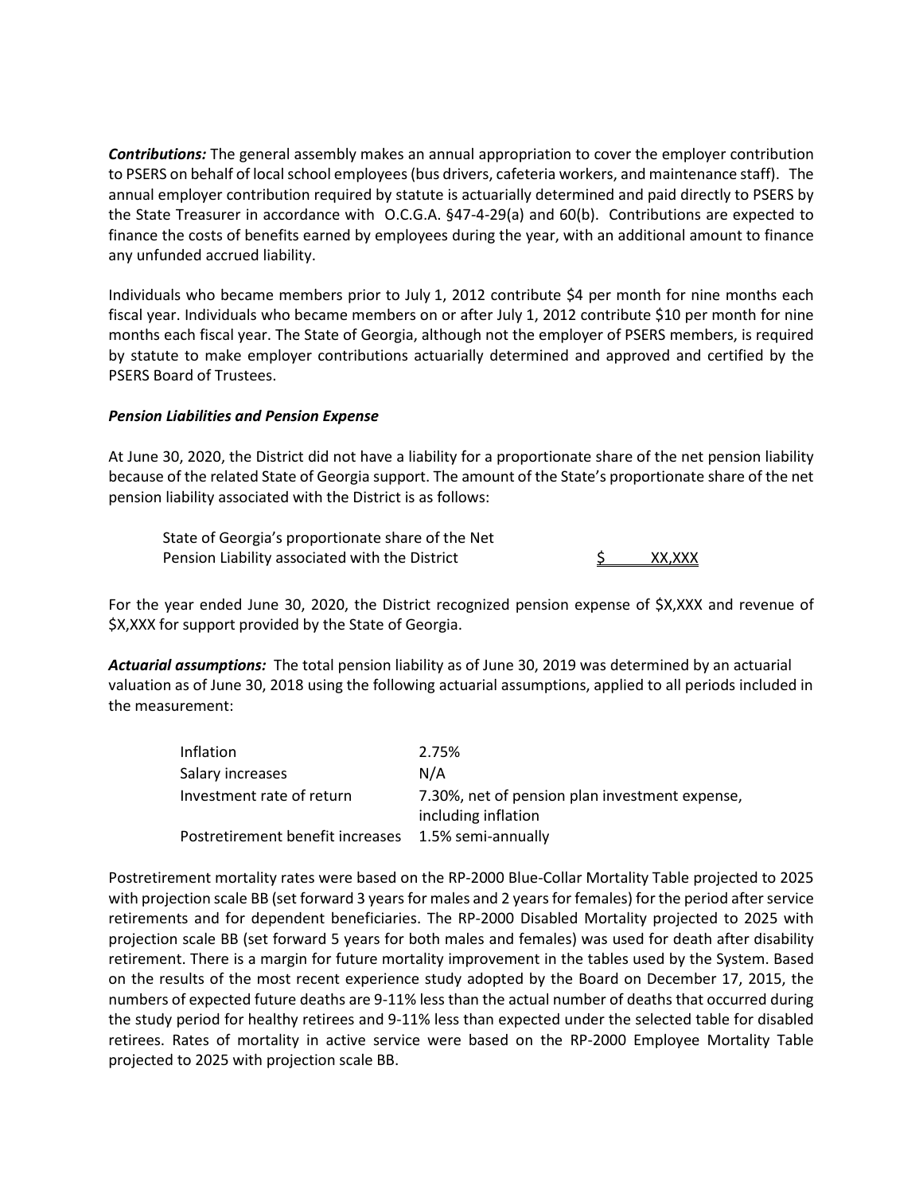***Contributions:*** The general assembly makes an annual appropriation to cover the employer contribution to PSERS on behalf of local school employees (bus drivers, cafeteria workers, and maintenance staff). The annual employer contribution required by statute is actuarially determined and paid directly to PSERS by the State Treasurer in accordance with O.C.G.A. §47-4-29(a) and 60(b). Contributions are expected to finance the costs of benefits earned by employees during the year, with an additional amount to finance any unfunded accrued liability.

Individuals who became members prior to July 1, 2012 contribute $4 per month for nine months each fiscal year. Individuals who became members on or after July 1, 2012 contribute $10 per month for nine months each fiscal year. The State of Georgia, although not the employer of PSERS members, is required by statute to make employer contributions actuarially determined and approved and certified by the PSERS Board of Trustees.

***Pension Liabilities and Pension Expense***

At June 30, 2020, the District did not have a liability for a proportionate share of the net pension liability because of the related State of Georgia support. The amount of the State's proportionate share of the net pension liability associated with the District is as follows:

| | |
|---|---|
| State of Georgia's proportionate share of the Net Pension Liability associated with the District | $ XX,XXX |

For the year ended June 30, 2020, the District recognized pension expense of $X,XXX and revenue of $X,XXX for support provided by the State of Georgia.

***Actuarial assumptions:*** The total pension liability as of June 30, 2019 was determined by an actuarial valuation as of June 30, 2018 using the following actuarial assumptions, applied to all periods included in the measurement:

| | |
|---|---|
| Inflation | 2.75% |
| Salary increases | N/A |
| Investment rate of return | 7.30%, net of pension plan investment expense, including inflation |
| Postretirement benefit increases | 1.5% semi-annually |

Postretirement mortality rates were based on the RP-2000 Blue-Collar Mortality Table projected to 2025 with projection scale BB (set forward 3 years for males and 2 years for females) for the period after service retirements and for dependent beneficiaries. The RP-2000 Disabled Mortality projected to 2025 with projection scale BB (set forward 5 years for both males and females) was used for death after disability retirement. There is a margin for future mortality improvement in the tables used by the System. Based on the results of the most recent experience study adopted by the Board on December 17, 2015, the numbers of expected future deaths are 9-11% less than the actual number of deaths that occurred during the study period for healthy retirees and 9-11% less than expected under the selected table for disabled retirees. Rates of mortality in active service were based on the RP-2000 Employee Mortality Table projected to 2025 with projection scale BB.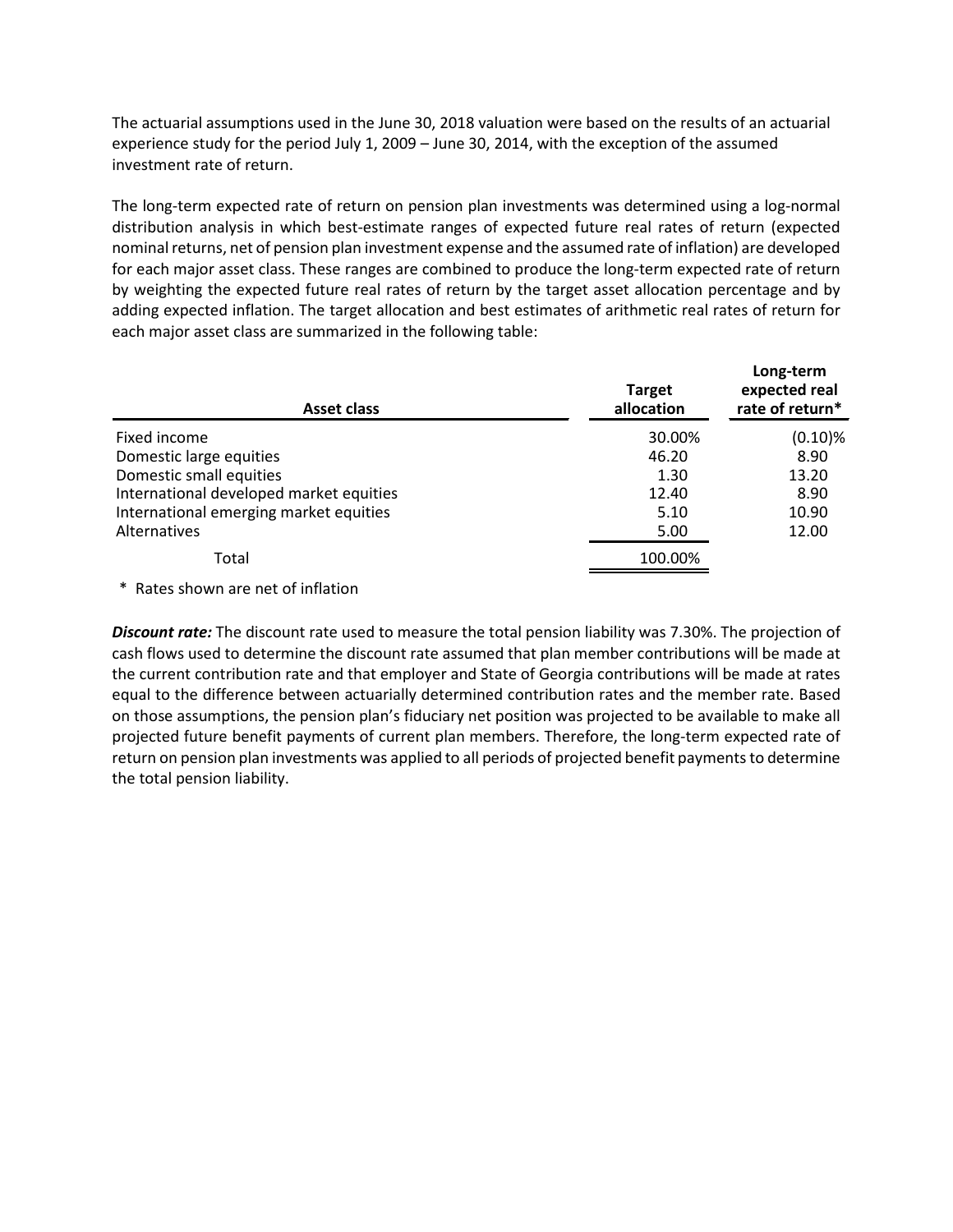The actuarial assumptions used in the June 30, 2018 valuation were based on the results of an actuarial experience study for the period July 1, 2009 – June 30, 2014, with the exception of the assumed investment rate of return.

The long-term expected rate of return on pension plan investments was determined using a log-normal distribution analysis in which best-estimate ranges of expected future real rates of return (expected nominal returns, net of pension plan investment expense and the assumed rate of inflation) are developed for each major asset class. These ranges are combined to produce the long-term expected rate of return by weighting the expected future real rates of return by the target asset allocation percentage and by adding expected inflation. The target allocation and best estimates of arithmetic real rates of return for each major asset class are summarized in the following table:

| Asset class | Target allocation | Long-term expected real rate of return* |
|---|---|---|
| Fixed income | 30.00% | (0.10)% |
| Domestic large equities | 46.20 | 8.90 |
| Domestic small equities | 1.30 | 13.20 |
| International developed market equities | 12.40 | 8.90 |
| International emerging market equities | 5.10 | 10.90 |
| Alternatives | 5.00 | 12.00 |
| Total | 100.00% | |

* Rates shown are net of inflation

***Discount rate:*** The discount rate used to measure the total pension liability was 7.30%. The projection of cash flows used to determine the discount rate assumed that plan member contributions will be made at the current contribution rate and that employer and State of Georgia contributions will be made at rates equal to the difference between actuarially determined contribution rates and the member rate. Based on those assumptions, the pension plan's fiduciary net position was projected to be available to make all projected future benefit payments of current plan members. Therefore, the long-term expected rate of return on pension plan investments was applied to all periods of projected benefit payments to determine the total pension liability.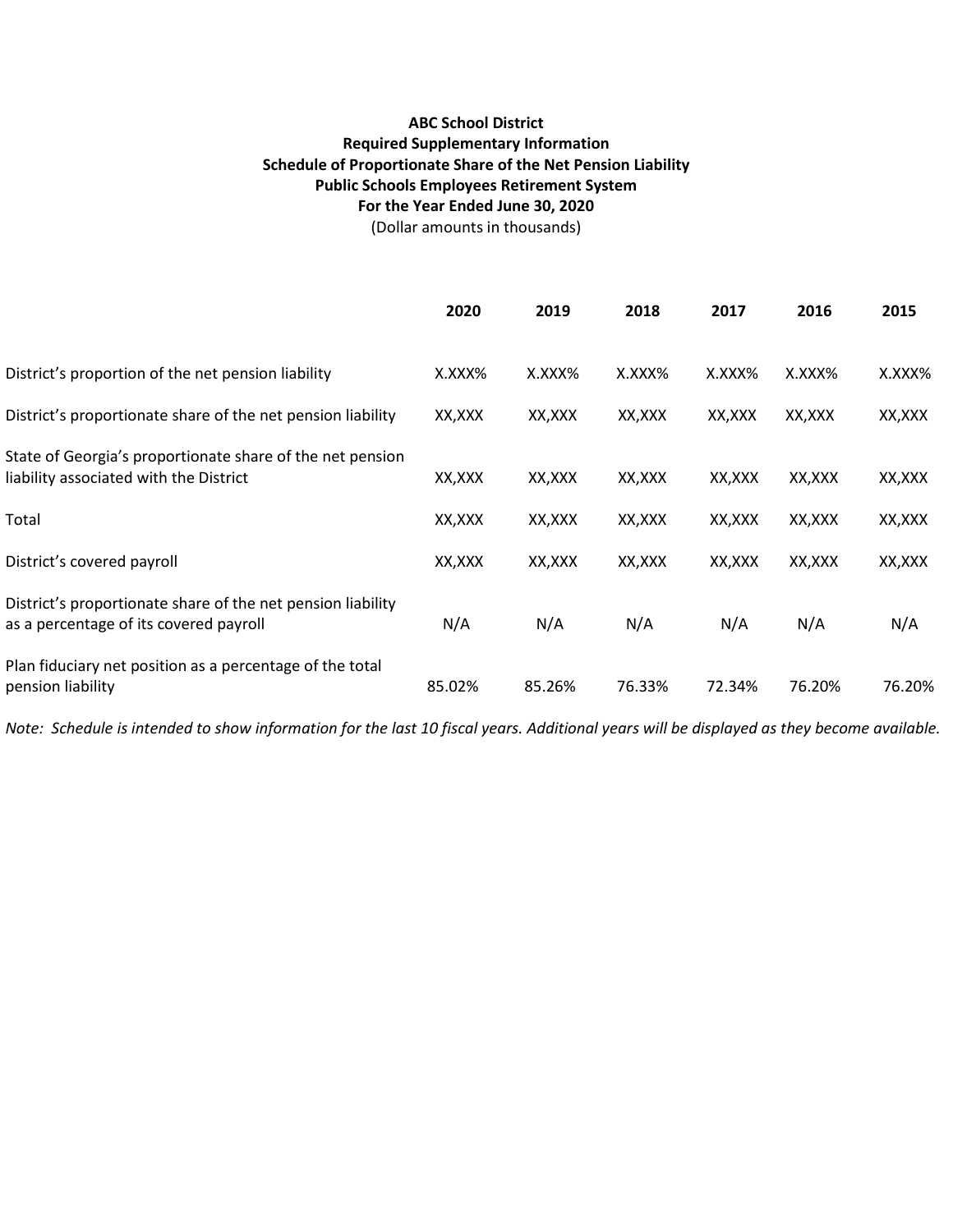**ABC School District**
**Required Supplementary Information**
**Schedule of Proportionate Share of the Net Pension Liability**
**Public Schools Employees Retirement System**
**For the Year Ended June 30, 2020**
(Dollar amounts in thousands)

| | **2020** | **2019** | **2018** | **2017** | **2016** | **2015** |
|---|---|---|---|---|---|---|
| District's proportion of the net pension liability | X.XXX% | X.XXX% | X.XXX% | X.XXX% | X.XXX% | X.XXX% |
| District's proportionate share of the net pension liability | XX,XXX | XX,XXX | XX,XXX | XX,XXX | XX,XXX | XX,XXX |
| State of Georgia's proportionate share of the net pension liability associated with the District | XX,XXX | XX,XXX | XX,XXX | XX,XXX | XX,XXX | XX,XXX |
| Total | XX,XXX | XX,XXX | XX,XXX | XX,XXX | XX,XXX | XX,XXX |
| District's covered payroll | XX,XXX | XX,XXX | XX,XXX | XX,XXX | XX,XXX | XX,XXX |
| District's proportionate share of the net pension liability as a percentage of its covered payroll | N/A | N/A | N/A | N/A | N/A | N/A |
| Plan fiduciary net position as a percentage of the total pension liability | 85.02% | 85.26% | 76.33% | 72.34% | 76.20% | 76.20% |

*Note: Schedule is intended to show information for the last 10 fiscal years. Additional years will be displayed as they become available.*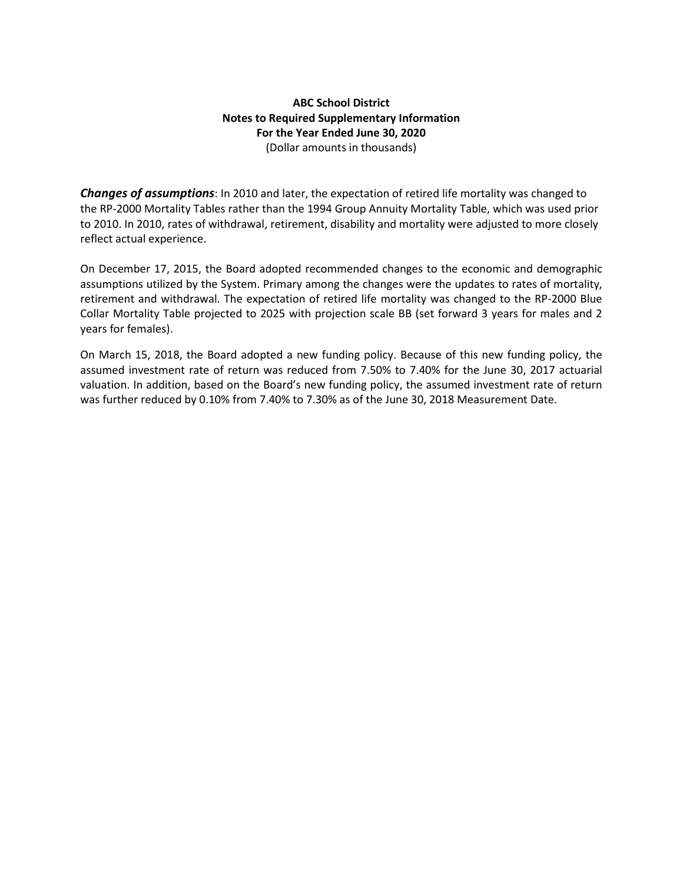**ABC School District**
**Notes to Required Supplementary Information**
**For the Year Ended June 30, 2020**
(Dollar amounts in thousands)

***Changes of assumptions***: In 2010 and later, the expectation of retired life mortality was changed to the RP-2000 Mortality Tables rather than the 1994 Group Annuity Mortality Table, which was used prior to 2010. In 2010, rates of withdrawal, retirement, disability and mortality were adjusted to more closely reflect actual experience.

On December 17, 2015, the Board adopted recommended changes to the economic and demographic assumptions utilized by the System. Primary among the changes were the updates to rates of mortality, retirement and withdrawal. The expectation of retired life mortality was changed to the RP-2000 Blue Collar Mortality Table projected to 2025 with projection scale BB (set forward 3 years for males and 2 years for females).

On March 15, 2018, the Board adopted a new funding policy. Because of this new funding policy, the assumed investment rate of return was reduced from 7.50% to 7.40% for the June 30, 2017 actuarial valuation. In addition, based on the Board's new funding policy, the assumed investment rate of return was further reduced by 0.10% from 7.40% to 7.30% as of the June 30, 2018 Measurement Date.